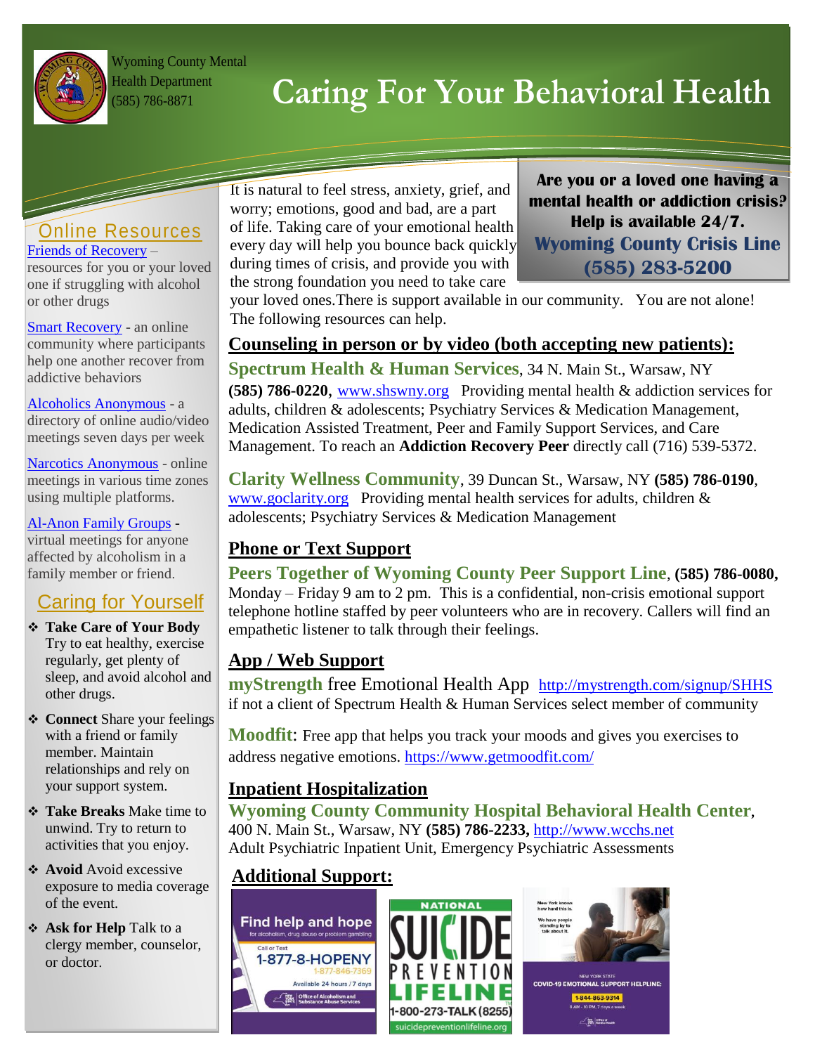Wyoming County Mental Health Department
(585) 786-8871

# Caring For Your Behavioral Health

**Are you or a loved one having a mental health or addiction crisis? Help is available 24/7.**
**Wyoming County Crisis Line**
**(585) 283-5200**

It is natural to feel stress, anxiety, grief, and worry; emotions, good and bad, are a part of life. Taking care of your emotional health every day will help you bounce back quickly during times of crisis, and provide you with the strong foundation you need to take care your loved ones.There is support available in our community. You are not alone! The following resources can help.

## Counseling in person or by video (both accepting new patients):

**Spectrum Health & Human Services**, 34 N. Main St., Warsaw, NY **(585) 786-0220**, www.shswny.org Providing mental health & addiction services for adults, children & adolescents; Psychiatry Services & Medication Management, Medication Assisted Treatment, Peer and Family Support Services, and Care Management. To reach an **Addiction Recovery Peer** directly call (716) 539-5372.

**Clarity Wellness Community**, 39 Duncan St., Warsaw, NY **(585) 786-0190**, www.goclarity.org Providing mental health services for adults, children & adolescents; Psychiatry Services & Medication Management

## Phone or Text Support

**Peers Together of Wyoming County Peer Support Line**, **(585) 786-0080,** Monday – Friday 9 am to 2 pm. This is a confidential, non-crisis emotional support telephone hotline staffed by peer volunteers who are in recovery. Callers will find an empathetic listener to talk through their feelings.

## App / Web Support

**myStrength** free Emotional Health App http://mystrength.com/signup/SHHS if not a client of Spectrum Health & Human Services select member of community

**Moodfit**: Free app that helps you track your moods and gives you exercises to address negative emotions. https://www.getmoodfit.com/

## Inpatient Hospitalization

**Wyoming County Community Hospital Behavioral Health Center**, 400 N. Main St., Warsaw, NY **(585) 786-2233,** http://www.wcchs.net
Adult Psychiatric Inpatient Unit, Emergency Psychiatric Assessments

## Additional Support:

Find help and hope for alcoholism, drug abuse or problem gambling. Call or Text 1-877-8-HOPENY (1-877-846-7369). Available 24 hours / 7 days. Office of Alcoholism and Substance Abuse Services

National Suicide Prevention Lifeline 1-800-273-TALK (8255) suicidepreventionlifeline.org

New York knows how hard this is. We have people standing by to talk about it. New York State COVID-19 Emotional Support Helpline: 1-844-863-9314, 8 AM - 10 PM, 7 days a week. Office of Mental Health

## Online Resources

Friends of Recovery – resources for you or your loved one if struggling with alcohol or other drugs

Smart Recovery - an online community where participants help one another recover from addictive behaviors

Alcoholics Anonymous - a directory of online audio/video meetings seven days per week

Narcotics Anonymous - online meetings in various time zones using multiple platforms.

Al-Anon Family Groups - virtual meetings for anyone affected by alcoholism in a family member or friend.

## Caring for Yourself

- **Take Care of Your Body** Try to eat healthy, exercise regularly, get plenty of sleep, and avoid alcohol and other drugs.
- **Connect** Share your feelings with a friend or family member. Maintain relationships and rely on your support system.
- **Take Breaks** Make time to unwind. Try to return to activities that you enjoy.
- **Avoid** Avoid excessive exposure to media coverage of the event.
- **Ask for Help** Talk to a clergy member, counselor, or doctor.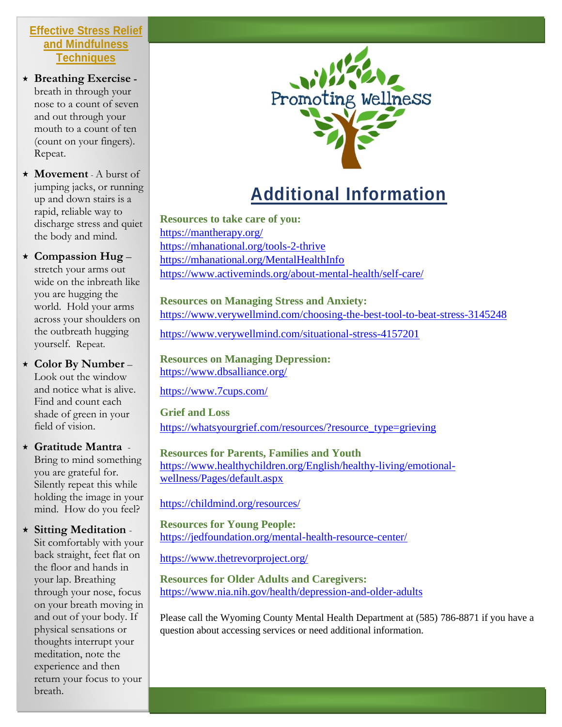## Effective Stress Relief and Mindfulness Techniques

- **Breathing Exercise** - breath in through your nose to a count of seven and out through your mouth to a count of ten (count on your fingers). Repeat.
- **Movement** - A burst of jumping jacks, or running up and down stairs is a rapid, reliable way to discharge stress and quiet the body and mind.
- **Compassion Hug** – stretch your arms out wide on the inbreath like you are hugging the world. Hold your arms across your shoulders on the outbreath hugging yourself. Repeat.
- **Color By Number** – Look out the window and notice what is alive. Find and count each shade of green in your field of vision.
- **Gratitude Mantra** - Bring to mind something you are grateful for. Silently repeat this while holding the image in your mind. How do you feel?
- **Sitting Meditation** - Sit comfortably with your back straight, feet flat on the floor and hands in your lap. Breathing through your nose, focus on your breath moving in and out of your body. If physical sensations or thoughts interrupt your meditation, note the experience and then return your focus to your breath.

Promoting Wellness

# Additional Information

**Resources to take care of you:**
https://mantherapy.org/
https://mhanational.org/tools-2-thrive
https://mhanational.org/MentalHealthInfo
https://www.activeminds.org/about-mental-health/self-care/

**Resources on Managing Stress and Anxiety:**
https://www.verywellmind.com/choosing-the-best-tool-to-beat-stress-3145248

https://www.verywellmind.com/situational-stress-4157201

**Resources on Managing Depression:**
https://www.dbsalliance.org/

https://www.7cups.com/

**Grief and Loss**
https://whatsyourgrief.com/resources/?resource_type=grieving

**Resources for Parents, Families and Youth**
https://www.healthychildren.org/English/healthy-living/emotional-wellness/Pages/default.aspx

https://childmind.org/resources/

**Resources for Young People:**
https://jedfoundation.org/mental-health-resource-center/

https://www.thetrevorproject.org/

**Resources for Older Adults and Caregivers:**
https://www.nia.nih.gov/health/depression-and-older-adults

Please call the Wyoming County Mental Health Department at (585) 786-8871 if you have a question about accessing services or need additional information.